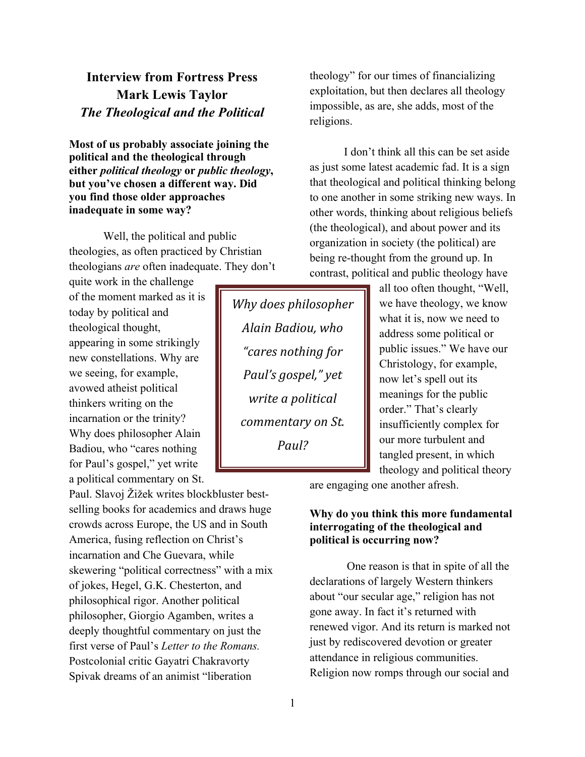# Interview from Fortress Press
# Mark Lewis Taylor
# *The Theological and the Political*

**Most of us probably associate joining the political and the theological through either *political theology* or *public theology*, but you've chosen a different way. Did you find those older approaches inadequate in some way?**

Well, the political and public theologies, as often practiced by Christian theologians *are* often inadequate. They don't quite work in the challenge of the moment marked as it is today by political and theological thought, appearing in some strikingly new constellations. Why are we seeing, for example, avowed atheist political thinkers writing on the incarnation or the trinity? Why does philosopher Alain Badiou, who "cares nothing for Paul's gospel," yet write a political commentary on St. Paul. Slavoj Žižek writes blockblust­er best-selling books for academics and draws huge crowds across Europe, the US and in South America, fusing reflection on Christ's incarnation and Che Guevara, while skewering "political correctness" with a mix of jokes, Hegel, G.K. Chesterton, and philosophical rigor. Another political philosopher, Giorgio Agamben, writes a deeply thoughtful commentary on just the first verse of Paul's *Letter to the Romans.* Postcolonial critic Gayatri Chakravorty Spivak dreams of an animist "liberation theology" for our times of financializing exploitation, but then declares all theology impossible, as are, she adds, most of the religions.

> *Why does philosopher Alain Badiou, who "cares nothing for Paul's gospel," yet write a political commentary on St. Paul?*

I don't think all this can be set aside as just some latest academic fad. It is a sign that theological and political thinking belong to one another in some striking new ways. In other words, thinking about religious beliefs (the theological), and about power and its organization in society (the political) are being re-thought from the ground up. In contrast, political and public theology have all too often thought, "Well, we have theology, we know what it is, now we need to address some political or public issues." We have our Christology, for example, now let's spell out its meanings for the public order." That's clearly insufficiently complex for our more turbulent and tangled present, in which theology and political theory are engaging one another afresh.

**Why do you think this more fundamental interrogating of the theological and political is occurring now?**

One reason is that in spite of all the declarations of largely Western thinkers about "our secular age," religion has not gone away. In fact it's returned with renewed vigor. And its return is marked not just by rediscovered devotion or greater attendance in religious communities. Religion now romps through our social and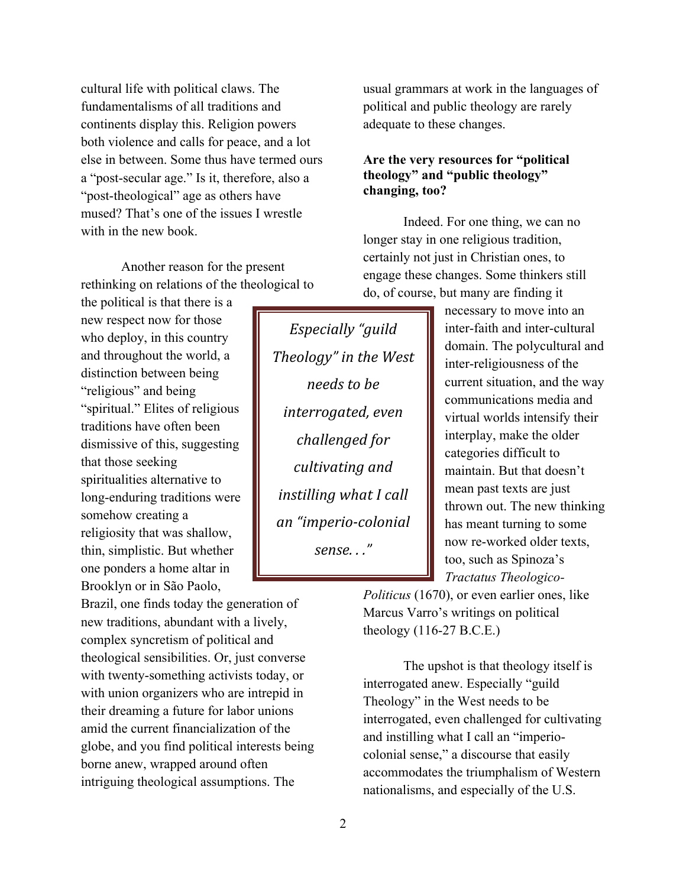cultural life with political claws. The fundamentalisms of all traditions and continents display this. Religion powers both violence and calls for peace, and a lot else in between. Some thus have termed ours a "post-secular age." Is it, therefore, also a "post-theological" age as others have mused? That's one of the issues I wrestle with in the new book.

Another reason for the present rethinking on relations of the theological to the political is that there is a new respect now for those who deploy, in this country and throughout the world, a distinction between being "religious" and being "spiritual." Elites of religious traditions have often been dismissive of this, suggesting that those seeking spiritualities alternative to long-enduring traditions were somehow creating a religiosity that was shallow, thin, simplistic. But whether one ponders a home altar in Brooklyn or in São Paolo, Brazil, one finds today the generation of new traditions, abundant with a lively, complex syncretism of political and theological sensibilities. Or, just converse with twenty-something activists today, or with union organizers who are intrepid in their dreaming a future for labor unions amid the current financialization of the globe, and you find political interests being borne anew, wrapped around often intriguing theological assumptions. The usual grammars at work in the languages of political and public theology are rarely adequate to these changes.

**Are the very resources for "political theology" and "public theology" changing, too?**

Indeed. For one thing, we can no longer stay in one religious tradition, certainly not just in Christian ones, to engage these changes. Some thinkers still do, of course, but many are finding it necessary to move into an inter-faith and inter-cultural domain. The polycultural and inter-religiousness of the current situation, and the way communications media and virtual worlds intensify their interplay, make the older categories difficult to maintain. But that doesn't mean past texts are just thrown out. The new thinking has meant turning to some now re-worked older texts, too, such as Spinoza's *Tractatus Theologico-Politicus* (1670), or even earlier ones, like Marcus Varro's writings on political theology (116-27 B.C.E.)

> *Especially "guild Theology" in the West needs to be interrogated, even challenged for cultivating and instilling what I call an "imperio-colonial sense. . ."*

The upshot is that theology itself is interrogated anew. Especially "guild Theology" in the West needs to be interrogated, even challenged for cultivating and instilling what I call an "imperio-colonial sense," a discourse that easily accommodates the triumphalism of Western nationalisms, and especially of the U.S.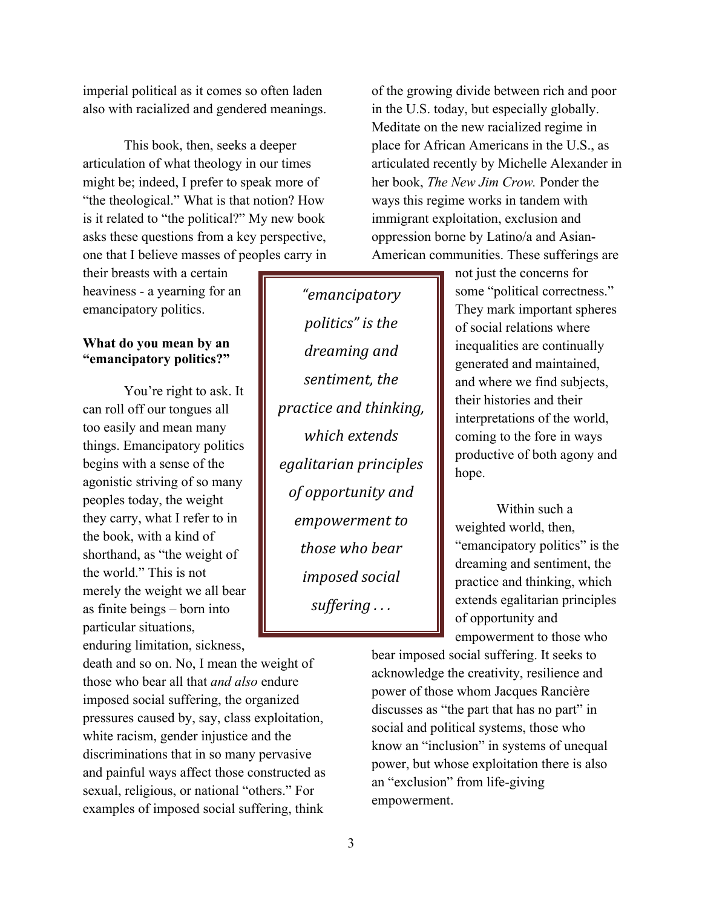imperial political as it comes so often laden also with racialized and gendered meanings.

This book, then, seeks a deeper articulation of what theology in our times might be; indeed, I prefer to speak more of "the theological." What is that notion? How is it related to "the political?" My new book asks these questions from a key perspective, one that I believe masses of peoples carry in their breasts with a certain heaviness - a yearning for an emancipatory politics.

**What do you mean by an "emancipatory politics?"**

You're right to ask. It can roll off our tongues all too easily and mean many things. Emancipatory politics begins with a sense of the agonistic striving of so many peoples today, the weight they carry, what I refer to in the book, with a kind of shorthand, as "the weight of the world." This is not merely the weight we all bear as finite beings – born into particular situations, enduring limitation, sickness, death and so on. No, I mean the weight of those who bear all that *and also* endure imposed social suffering, the organized pressures caused by, say, class exploitation, white racism, gender injustice and the discriminations that in so many pervasive and painful ways affect those constructed as sexual, religious, or national "others." For examples of imposed social suffering, think of the growing divide between rich and poor in the U.S. today, but especially globally. Meditate on the new racialized regime in place for African Americans in the U.S., as articulated recently by Michelle Alexander in her book, *The New Jim Crow.* Ponder the ways this regime works in tandem with immigrant exploitation, exclusion and oppression borne by Latino/a and Asian-American communities. These sufferings are not just the concerns for some "political correctness." They mark important spheres of social relations where inequalities are continually generated and maintained, and where we find subjects, their histories and their interpretations of the world, coming to the fore in ways productive of both agony and hope.

> *"emancipatory politics" is the dreaming and sentiment, the practice and thinking, which extends egalitarian principles of opportunity and empowerment to those who bear imposed social suffering . . .*

Within such a weighted world, then, "emancipatory politics" is the dreaming and sentiment, the practice and thinking, which extends egalitarian principles of opportunity and empowerment to those who bear imposed social suffering. It seeks to acknowledge the creativity, resilience and power of those whom Jacques Rancière discusses as "the part that has no part" in social and political systems, those who know an "inclusion" in systems of unequal power, but whose exploitation there is also an "exclusion" from life-giving empowerment.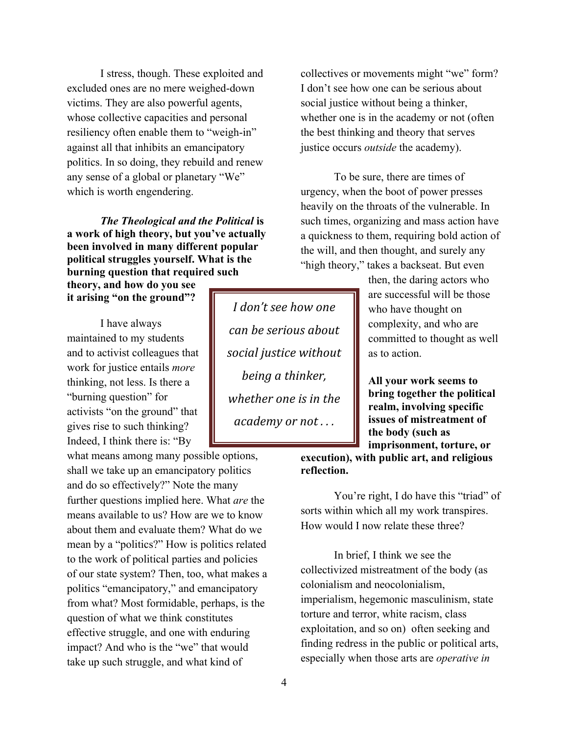I stress, though. These exploited and excluded ones are no mere weighed-down victims. They are also powerful agents, whose collective capacities and personal resiliency often enable them to "weigh-in" against all that inhibits an emancipatory politics. In so doing, they rebuild and renew any sense of a global or planetary "We" which is worth engendering.

***The Theological and the Political*** **is a work of high theory, but you've actually been involved in many different popular political struggles yourself. What is the burning question that required such theory, and how do you see it arising "on the ground"?**

I have always maintained to my students and to activist colleagues that work for justice entails *more* thinking, not less. Is there a "burning question" for activists "on the ground" that gives rise to such thinking? Indeed, I think there is: "By what means among many possible options, shall we take up an emancipatory politics and do so effectively?" Note the many further questions implied here. What *are* the means available to us? How are we to know about them and evaluate them? What do we mean by a "politics?" How is politics related to the work of political parties and policies of our state system? Then, too, what makes a politics "emancipatory," and emancipatory from what? Most formidable, perhaps, is the question of what we think constitutes effective struggle, and one with enduring impact? And who is the "we" that would take up such struggle, and what kind of collectives or movements might "we" form? I don't see how one can be serious about social justice without being a thinker, whether one is in the academy or not (often the best thinking and theory that serves justice occurs *outside* the academy).

> *I don't see how one can be serious about social justice without being a thinker, whether one is in the academy or not . . .*

To be sure, there are times of urgency, when the boot of power presses heavily on the throats of the vulnerable. In such times, organizing and mass action have a quickness to them, requiring bold action of the will, and then thought, and surely any "high theory," takes a backseat. But even then, the daring actors who are successful will be those who have thought on complexity, and who are committed to thought as well as to action.

**All your work seems to bring together the political realm, involving specific issues of mistreatment of the body (such as imprisonment, torture, or execution), with public art, and religious reflection.**

You're right, I do have this "triad" of sorts within which all my work transpires. How would I now relate these three?

In brief, I think we see the collectivized mistreatment of the body (as colonialism and neocolonialism, imperialism, hegemonic masculinism, state torture and terror, white racism, class exploitation, and so on) often seeking and finding redress in the public or political arts, especially when those arts are *operative in*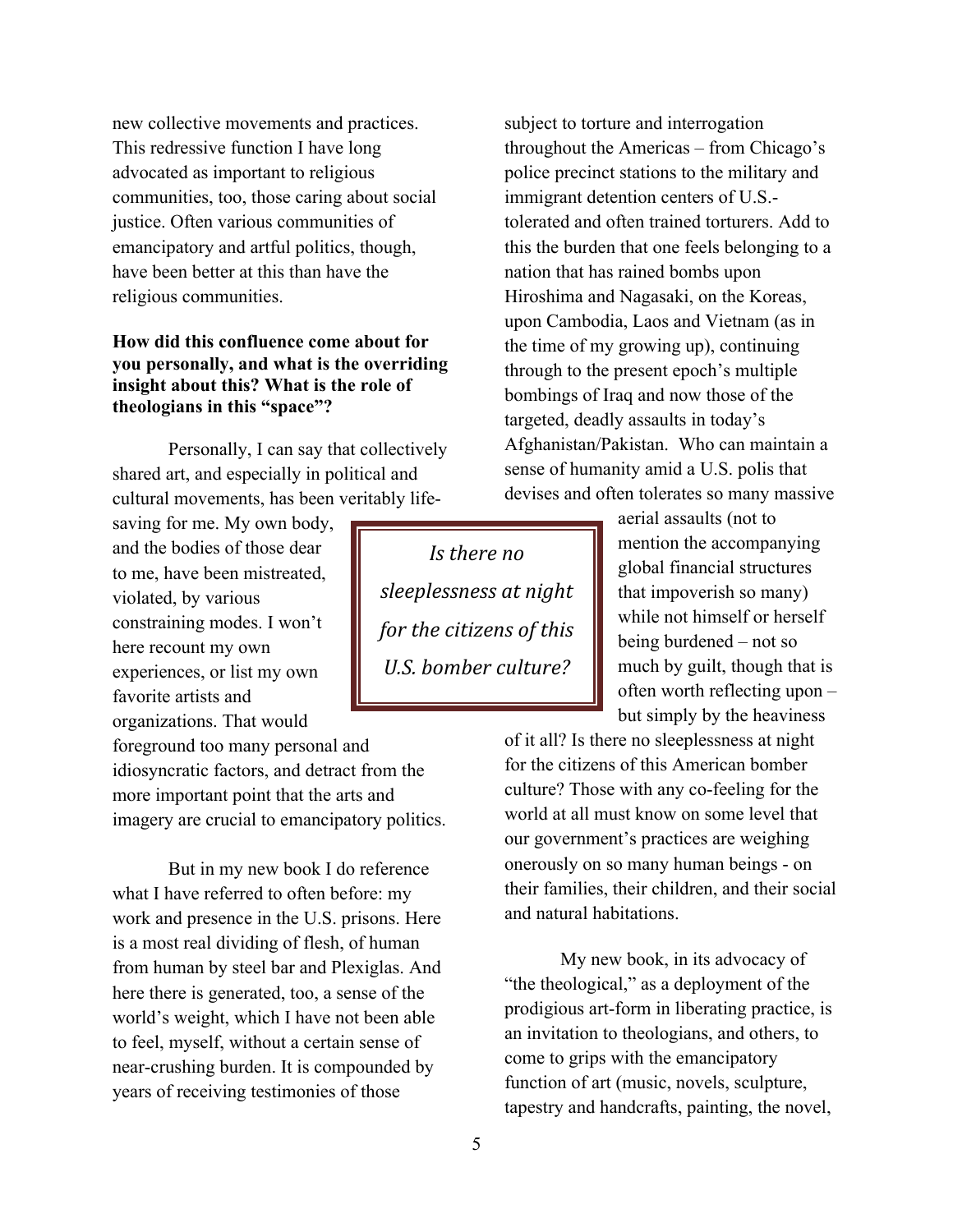new collective movements and practices. This redressive function I have long advocated as important to religious communities, too, those caring about social justice. Often various communities of emancipatory and artful politics, though, have been better at this than have the religious communities.

**How did this confluence come about for you personally, and what is the overriding insight about this? What is the role of theologians in this "space"?**

Personally, I can say that collectively shared art, and especially in political and cultural movements, has been veritably life-saving for me. My own body, and the bodies of those dear to me, have been mistreated, violated, by various constraining modes. I won't here recount my own experiences, or list my own favorite artists and organizations. That would foreground too many personal and idiosyncratic factors, and detract from the more important point that the arts and imagery are crucial to emancipatory politics.

But in my new book I do reference what I have referred to often before: my work and presence in the U.S. prisons. Here is a most real dividing of flesh, of human from human by steel bar and Plexiglas. And here there is generated, too, a sense of the world's weight, which I have not been able to feel, myself, without a certain sense of near-crushing burden. It is compounded by years of receiving testimonies of those subject to torture and interrogation throughout the Americas – from Chicago's police precinct stations to the military and immigrant detention centers of U.S.-tolerated and often trained torturers. Add to this the burden that one feels belonging to a nation that has rained bombs upon Hiroshima and Nagasaki, on the Koreas, upon Cambodia, Laos and Vietnam (as in the time of my growing up), continuing through to the present epoch's multiple bombings of Iraq and now those of the targeted, deadly assaults in today's Afghanistan/Pakistan. Who can maintain a sense of humanity amid a U.S. polis that devises and often tolerates so many massive aerial assaults (not to mention the accompanying global financial structures that impoverish so many) while not himself or herself being burdened – not so much by guilt, though that is often worth reflecting upon – but simply by the heaviness of it all? Is there no sleeplessness at night for the citizens of this American bomber culture? Those with any co-feeling for the world at all must know on some level that our government's practices are weighing onerously on so many human beings - on their families, their children, and their social and natural habitations.

> *Is there no sleeplessness at night for the citizens of this U.S. bomber culture?*

My new book, in its advocacy of "the theological," as a deployment of the prodigious art-form in liberating practice, is an invitation to theologians, and others, to come to grips with the emancipatory function of art (music, novels, sculpture, tapestry and handcrafts, painting, the novel,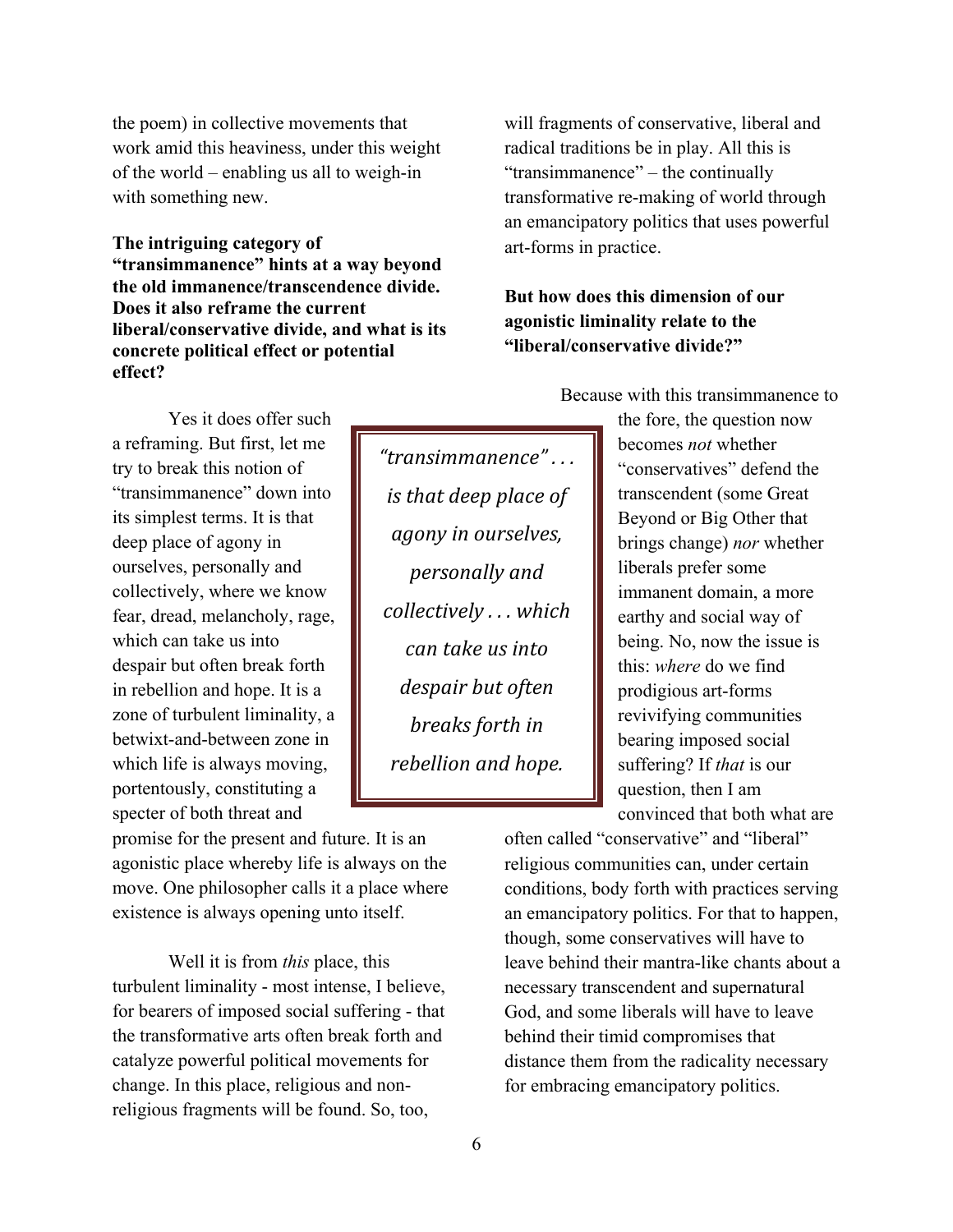the poem) in collective movements that work amid this heaviness, under this weight of the world – enabling us all to weigh-in with something new.

**The intriguing category of "transimmanence" hints at a way beyond the old immanence/transcendence divide. Does it also reframe the current liberal/conservative divide, and what is its concrete political effect or potential effect?**

Yes it does offer such a reframing. But first, let me try to break this notion of "transimmanence" down into its simplest terms. It is that deep place of agony in ourselves, personally and collectively, where we know fear, dread, melancholy, rage, which can take us into despair but often break forth in rebellion and hope. It is a zone of turbulent liminality, a betwixt-and-between zone in which life is always moving, portentously, constituting a specter of both threat and promise for the present and future. It is an agonistic place whereby life is always on the move. One philosopher calls it a place where existence is always opening unto itself.

> *"transimmanence" . . . is that deep place of agony in ourselves, personally and collectively . . . which can take us into despair but often breaks forth in rebellion and hope.*

Well it is from *this* place, this turbulent liminality - most intense, I believe, for bearers of imposed social suffering - that the transformative arts often break forth and catalyze powerful political movements for change. In this place, religious and non-religious fragments will be found. So, too, will fragments of conservative, liberal and radical traditions be in play. All this is "transimmanence" – the continually transformative re-making of world through an emancipatory politics that uses powerful art-forms in practice.

**But how does this dimension of our agonistic liminality relate to the "liberal/conservative divide?"**

Because with this transimmanence to the fore, the question now becomes *not* whether "conservatives" defend the transcendent (some Great Beyond or Big Other that brings change) *nor* whether liberals prefer some immanent domain, a more earthy and social way of being. No, now the issue is this: *where* do we find prodigious art-forms revivifying communities bearing imposed social suffering? If *that* is our question, then I am convinced that both what are often called "conservative" and "liberal" religious communities can, under certain conditions, body forth with practices serving an emancipatory politics. For that to happen, though, some conservatives will have to leave behind their mantra-like chants about a necessary transcendent and supernatural God, and some liberals will have to leave behind their timid compromises that distance them from the radicality necessary for embracing emancipatory politics.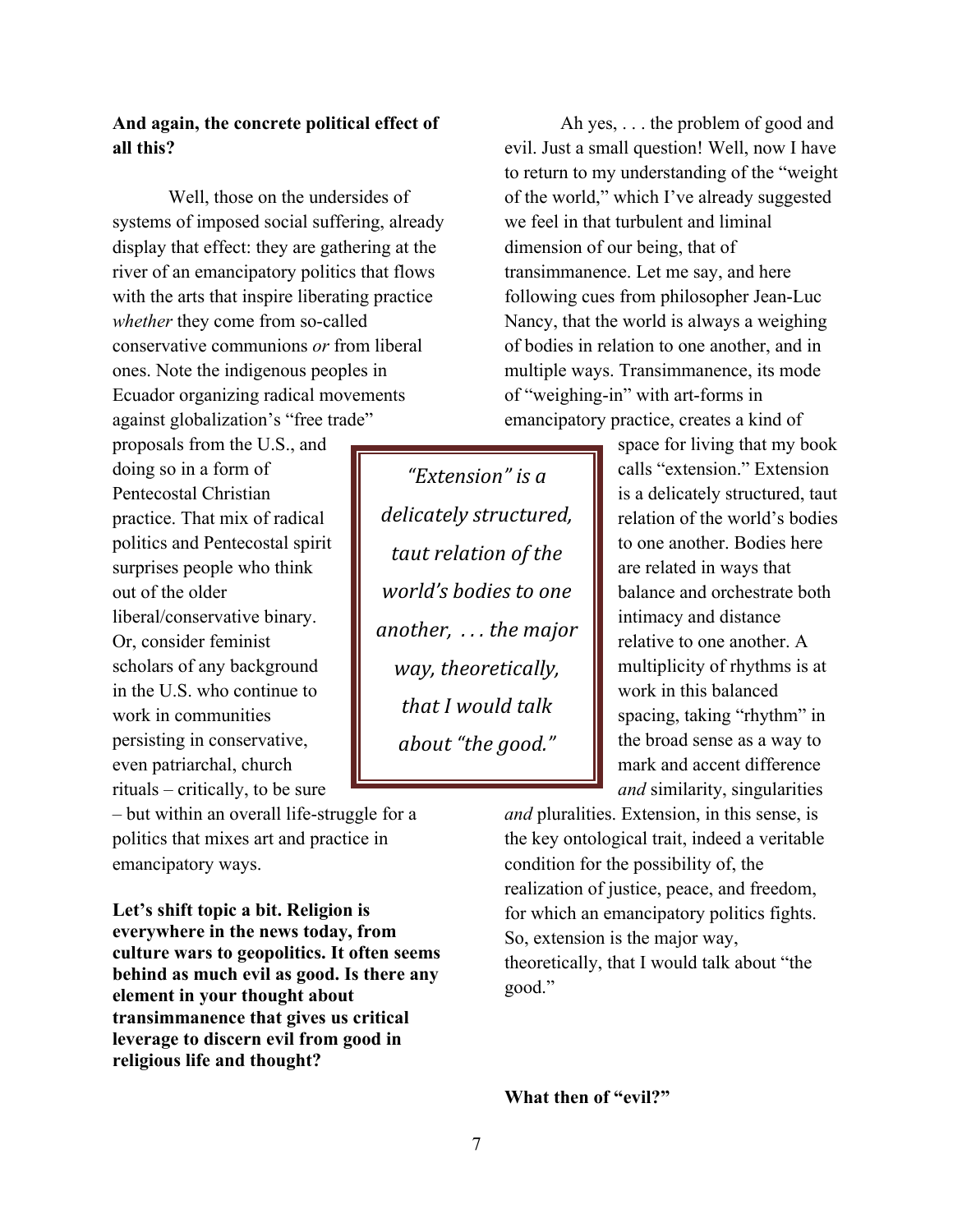**And again, the concrete political effect of all this?**

Well, those on the undersides of systems of imposed social suffering, already display that effect: they are gathering at the river of an emancipatory politics that flows with the arts that inspire liberating practice *whether* they come from so-called conservative communions *or* from liberal ones. Note the indigenous peoples in Ecuador organizing radical movements against globalization's "free trade" proposals from the U.S., and doing so in a form of Pentecostal Christian practice. That mix of radical politics and Pentecostal spirit surprises people who think out of the older liberal/conservative binary. Or, consider feminist scholars of any background in the U.S. who continue to work in communities persisting in conservative, even patriarchal, church rituals – critically, to be sure – but within an overall life-struggle for a politics that mixes art and practice in emancipatory ways.

**Let's shift topic a bit. Religion is everywhere in the news today, from culture wars to geopolitics. It often seems behind as much evil as good. Is there any element in your thought about transimmanence that gives us critical leverage to discern evil from good in religious life and thought?**

Ah yes, . . . the problem of good and evil. Just a small question! Well, now I have to return to my understanding of the "weight of the world," which I've already suggested we feel in that turbulent and liminal dimension of our being, that of transimmanence. Let me say, and here following cues from philosopher Jean-Luc Nancy, that the world is always a weighing of bodies in relation to one another, and in multiple ways. Transimmanence, its mode of "weighing-in" with art-forms in emancipatory practice, creates a kind of space for living that my book calls "extension." Extension is a delicately structured, taut relation of the world's bodies to one another. Bodies here are related in ways that balance and orchestrate both intimacy and distance relative to one another. A multiplicity of rhythms is at work in this balanced spacing, taking "rhythm" in the broad sense as a way to mark and accent difference *and* similarity, singularities *and* pluralities. Extension, in this sense, is the key ontological trait, indeed a veritable condition for the possibility of, the realization of justice, peace, and freedom, for which an emancipatory politics fights. So, extension is the major way, theoretically, that I would talk about "the good."

> *"Extension" is a delicately structured, taut relation of the world's bodies to one another, . . . the major way, theoretically, that I would talk about "the good."*

**What then of "evil?"**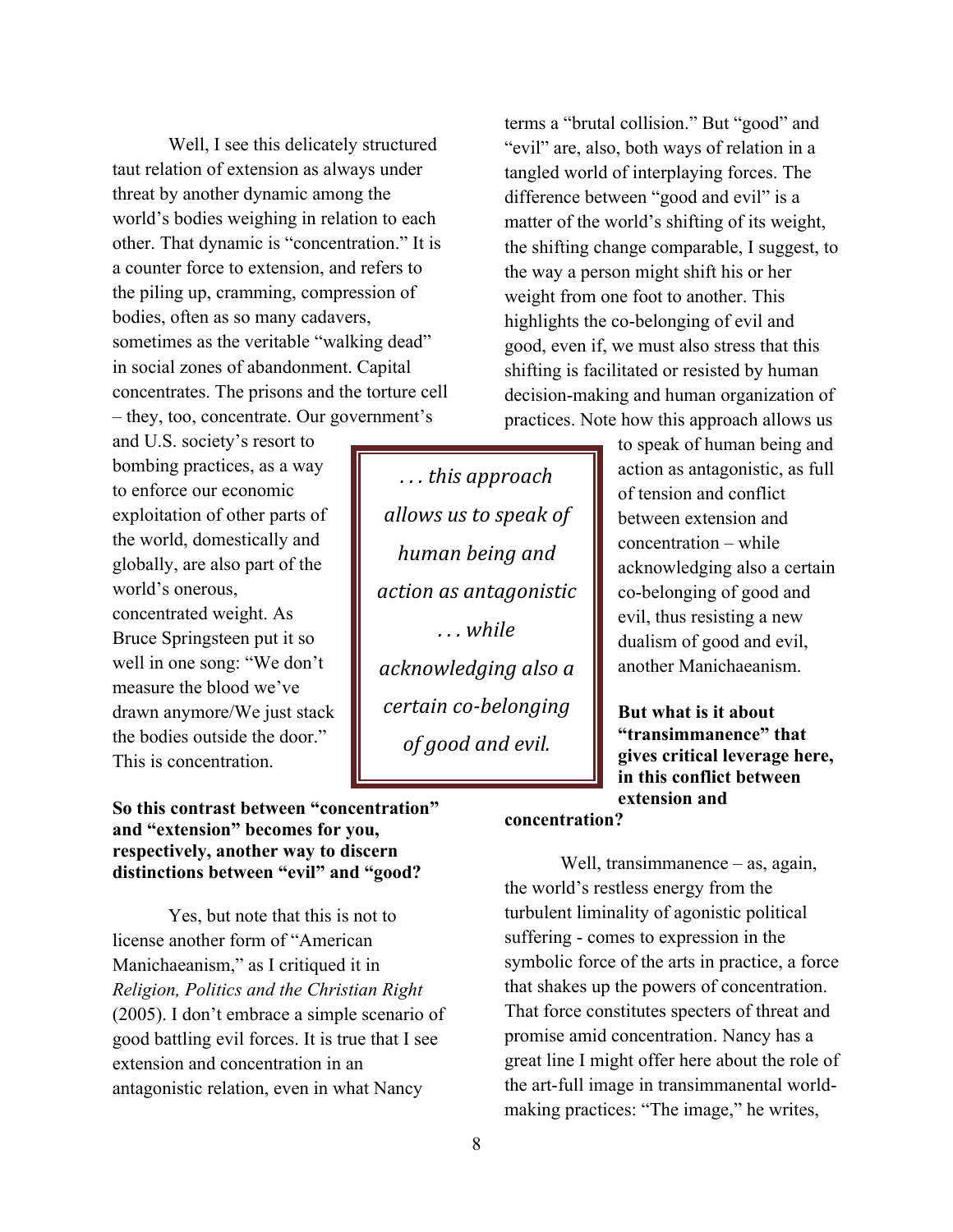Well, I see this delicately structured taut relation of extension as always under threat by another dynamic among the world's bodies weighing in relation to each other. That dynamic is "concentration." It is a counter force to extension, and refers to the piling up, cramming, compression of bodies, often as so many cadavers, sometimes as the veritable "walking dead" in social zones of abandonment. Capital concentrates. The prisons and the torture cell – they, too, concentrate. Our government's and U.S. society's resort to bombing practices, as a way to enforce our economic exploitation of other parts of the world, domestically and globally, are also part of the world's onerous, concentrated weight. As Bruce Springsteen put it so well in one song: "We don't measure the blood we've drawn anymore/We just stack the bodies outside the door." This is concentration.

**So this contrast between "concentration" and "extension" becomes for you, respectively, another way to discern distinctions between "evil" and "good?**

Yes, but note that this is not to license another form of "American Manichaeanism," as I critiqued it in *Religion, Politics and the Christian Right* (2005). I don't embrace a simple scenario of good battling evil forces. It is true that I see extension and concentration in an antagonistic relation, even in what Nancy terms a "brutal collision." But "good" and "evil" are, also, both ways of relation in a tangled world of interplaying forces. The difference between "good and evil" is a matter of the world's shifting of its weight, the shifting change comparable, I suggest, to the way a person might shift his or her weight from one foot to another. This highlights the co-belonging of evil and good, even if, we must also stress that this shifting is facilitated or resisted by human decision-making and human organization of practices. Note how this approach allows us to speak of human being and action as antagonistic, as full of tension and conflict between extension and concentration – while acknowledging also a certain co-belonging of good and evil, thus resisting a new dualism of good and evil, another Manichaeanism.

> *. . . this approach allows us to speak of human being and action as antagonistic . . . while acknowledging also a certain co-belonging of good and evil.*

**But what is it about "transimmanence" that gives critical leverage here, in this conflict between extension and concentration?**

Well, transimmanence – as, again, the world's restless energy from the turbulent liminality of agonistic political suffering - comes to expression in the symbolic force of the arts in practice, a force that shakes up the powers of concentration. That force constitutes specters of threat and promise amid concentration. Nancy has a great line I might offer here about the role of the art-full image in transimmanental world-making practices: "The image," he writes,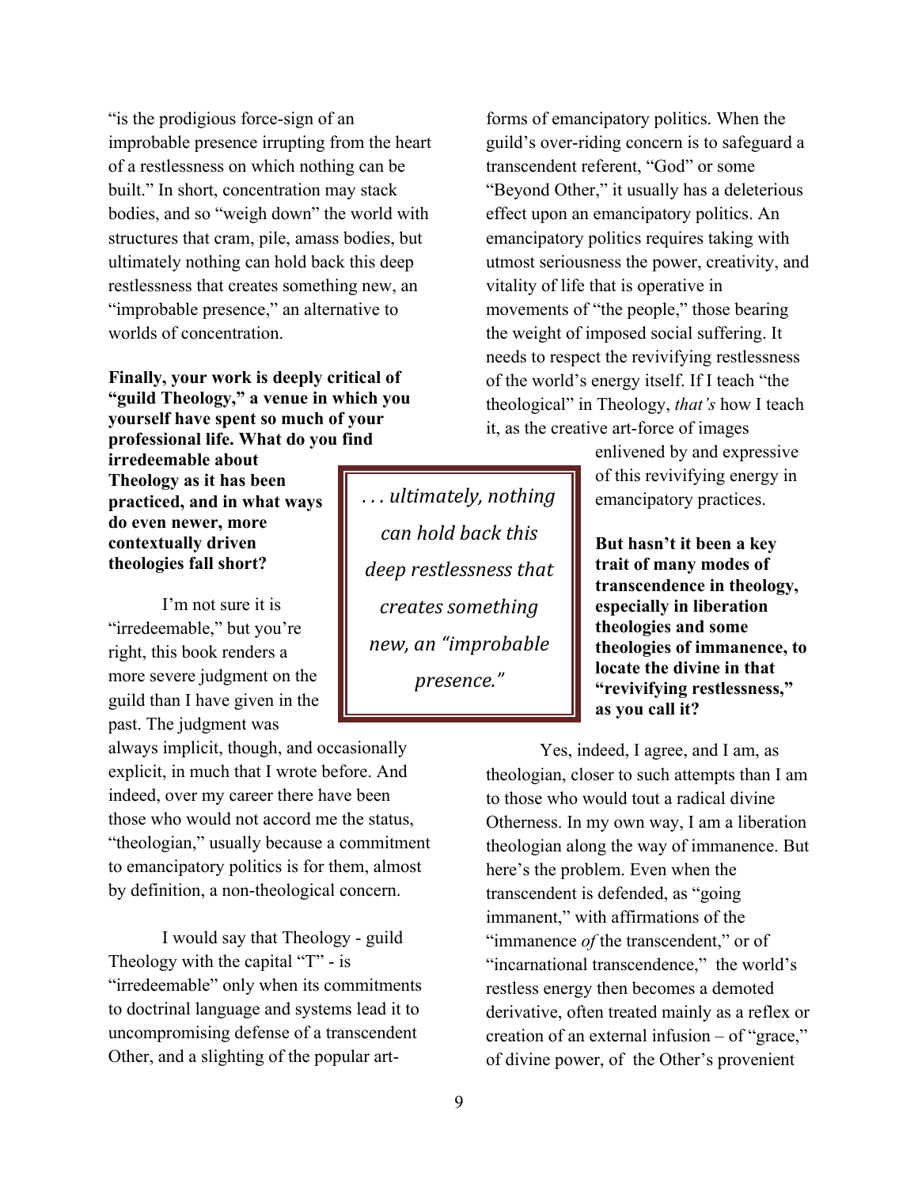"is the prodigious force-sign of an improbable presence irrupting from the heart of a restlessness on which nothing can be built." In short, concentration may stack bodies, and so "weigh down" the world with structures that cram, pile, amass bodies, but ultimately nothing can hold back this deep restlessness that creates something new, an "improbable presence," an alternative to worlds of concentration.

**Finally, your work is deeply critical of "guild Theology," a venue in which you yourself have spent so much of your professional life. What do you find irredeemable about Theology as it has been practiced, and in what ways do even newer, more contextually driven theologies fall short?**

I'm not sure it is "irredeemable," but you're right, this book renders a more severe judgment on the guild than I have given in the past. The judgment was always implicit, though, and occasionally explicit, in much that I wrote before. And indeed, over my career there have been those who would not accord me the status, "theologian," usually because a commitment to emancipatory politics is for them, almost by definition, a non-theological concern.

> *. . . ultimately, nothing can hold back this deep restlessness that creates something new, an "improbable presence."*

I would say that Theology - guild Theology with the capital "T" - is "irredeemable" only when its commitments to doctrinal language and systems lead it to uncompromising defense of a transcendent Other, and a slighting of the popular art-forms of emancipatory politics. When the guild's over-riding concern is to safeguard a transcendent referent, "God" or some "Beyond Other," it usually has a deleterious effect upon an emancipatory politics. An emancipatory politics requires taking with utmost seriousness the power, creativity, and vitality of life that is operative in movements of "the people," those bearing the weight of imposed social suffering. It needs to respect the revivifying restlessness of the world's energy itself. If I teach "the theological" in Theology, *that's* how I teach it, as the creative art-force of images enlivened by and expressive of this revivifying energy in emancipatory practices.

**But hasn't it been a key trait of many modes of transcendence in theology, especially in liberation theologies and some theologies of immanence, to locate the divine in that "revivifying restlessness," as you call it?**

Yes, indeed, I agree, and I am, as theologian, closer to such attempts than I am to those who would tout a radical divine Otherness. In my own way, I am a liberation theologian along the way of immanence. But here's the problem. Even when the transcendent is defended, as "going immanent," with affirmations of the "immanence *of* the transcendent," or of "incarnational transcendence," the world's restless energy then becomes a demoted derivative, often treated mainly as a reflex or creation of an external infusion – of "grace," of divine power, of the Other's provenient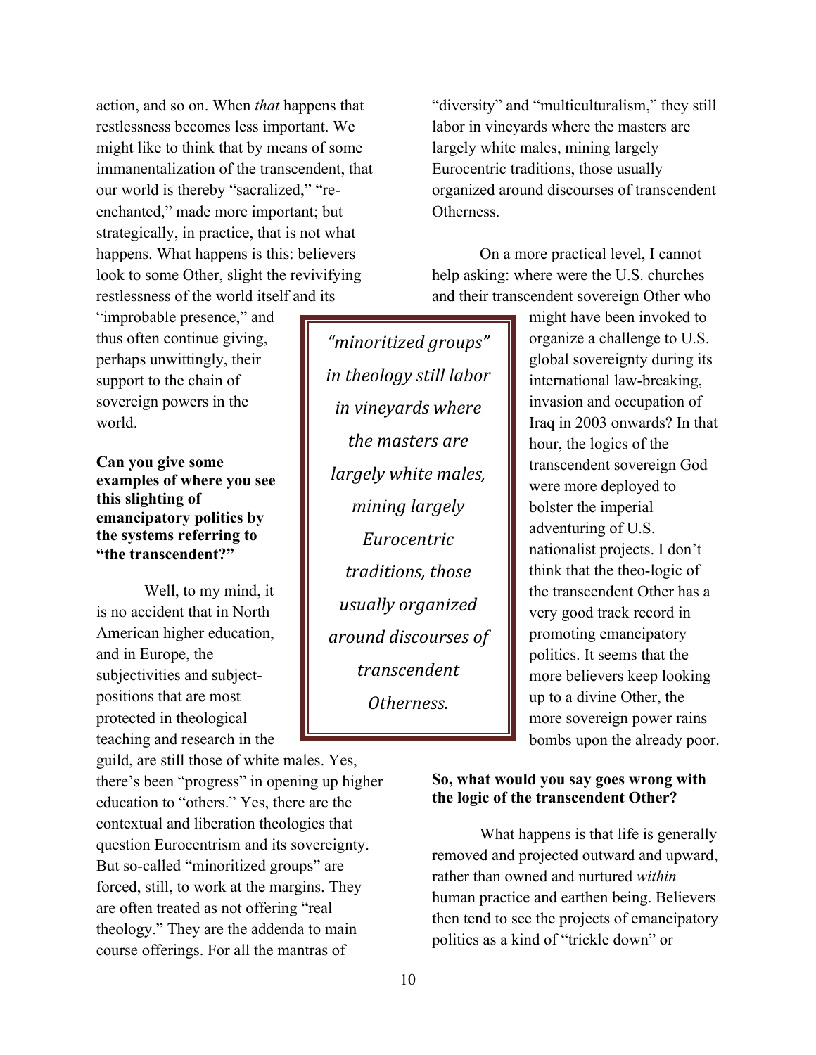action, and so on. When *that* happens that restlessness becomes less important. We might like to think that by means of some immanentalization of the transcendent, that our world is thereby "sacralized," "re-enchanted," made more important; but strategically, in practice, that is not what happens. What happens is this: believers look to some Other, slight the revivifying restlessness of the world itself and its "improbable presence," and thus often continue giving, perhaps unwittingly, their support to the chain of sovereign powers in the world.

**Can you give some examples of where you see this slighting of emancipatory politics by the systems referring to "the transcendent?"**

Well, to my mind, it is no accident that in North American higher education, and in Europe, the subjectivities and subject-positions that are most protected in theological teaching and research in the guild, are still those of white males. Yes, there's been "progress" in opening up higher education to "others." Yes, there are the contextual and liberation theologies that question Eurocentrism and its sovereignty. But so-called "minoritized groups" are forced, still, to work at the margins. They are often treated as not offering "real theology." They are the addenda to main course offerings. For all the mantras of "diversity" and "multiculturalism," they still labor in vineyards where the masters are largely white males, mining largely Eurocentric traditions, those usually organized around discourses of transcendent Otherness.

> *"minoritized groups" in theology still labor in vineyards where the masters are largely white males, mining largely Eurocentric traditions, those usually organized around discourses of transcendent Otherness.*

On a more practical level, I cannot help asking: where were the U.S. churches and their transcendent sovereign Other who might have been invoked to organize a challenge to U.S. global sovereignty during its international law-breaking, invasion and occupation of Iraq in 2003 onwards? In that hour, the logics of the transcendent sovereign God were more deployed to bolster the imperial adventuring of U.S. nationalist projects. I don't think that the theo-logic of the transcendent Other has a very good track record in promoting emancipatory politics. It seems that the more believers keep looking up to a divine Other, the more sovereign power rains bombs upon the already poor.

**So, what would you say goes wrong with the logic of the transcendent Other?**

What happens is that life is generally removed and projected outward and upward, rather than owned and nurtured *within* human practice and earthen being. Believers then tend to see the projects of emancipatory politics as a kind of "trickle down" or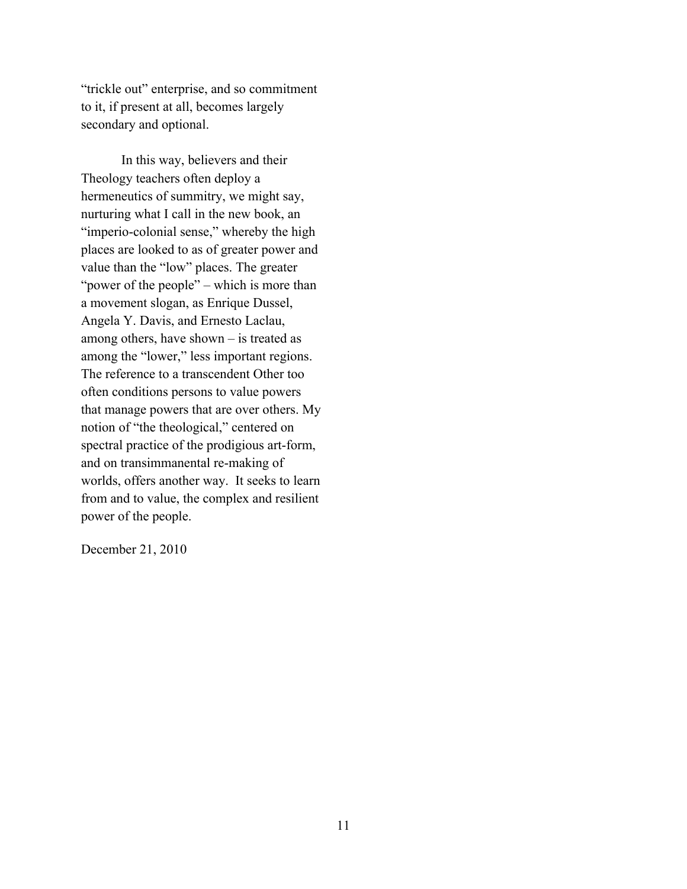“trickle out” enterprise, and so commitment to it, if present at all, becomes largely secondary and optional.

In this way, believers and their Theology teachers often deploy a hermeneutics of summitry, we might say, nurturing what I call in the new book, an “imperio-colonial sense,” whereby the high places are looked to as of greater power and value than the “low” places. The greater “power of the people” – which is more than a movement slogan, as Enrique Dussel, Angela Y. Davis, and Ernesto Laclau, among others, have shown – is treated as among the “lower,” less important regions. The reference to a transcendent Other too often conditions persons to value powers that manage powers that are over others. My notion of “the theological,” centered on spectral practice of the prodigious art-form, and on transimmanental re-making of worlds, offers another way. It seeks to learn from and to value, the complex and resilient power of the people.

December 21, 2010